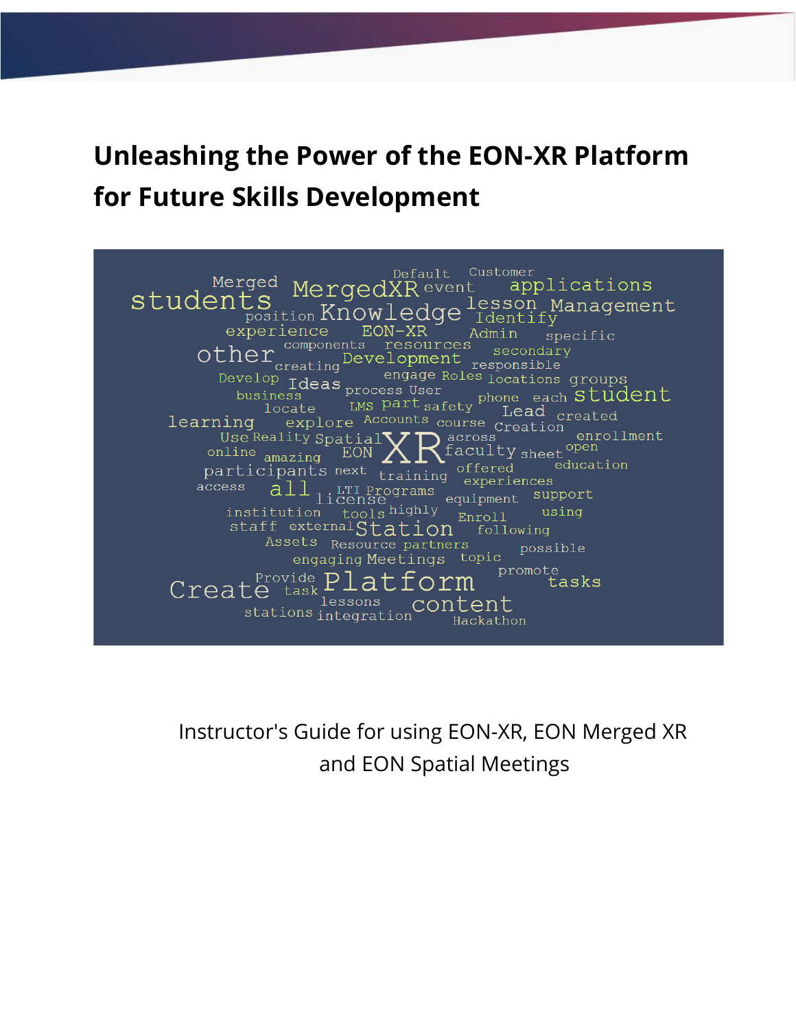# Unleashing the Power of the EON-XR Platform for Future Skills Development

Instructor's Guide for using EON-XR, EON Merged XR and EON Spatial Meetings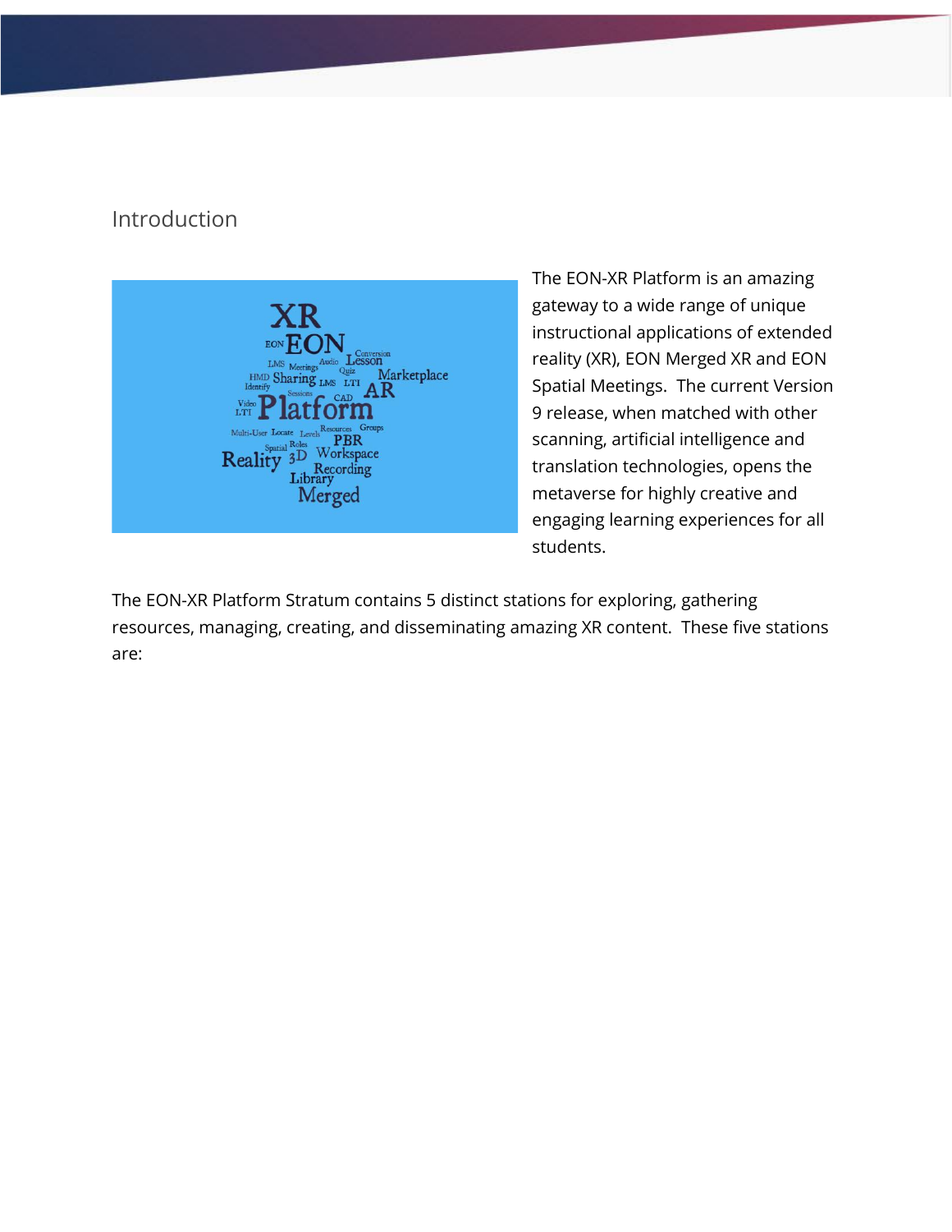## Introduction

The EON-XR Platform is an amazing gateway to a wide range of unique instructional applications of extended reality (XR), EON Merged XR and EON Spatial Meetings. The current Version 9 release, when matched with other scanning, artificial intelligence and translation technologies, opens the metaverse for highly creative and engaging learning experiences for all students.

The EON-XR Platform Stratum contains 5 distinct stations for exploring, gathering resources, managing, creating, and disseminating amazing XR content. These five stations are: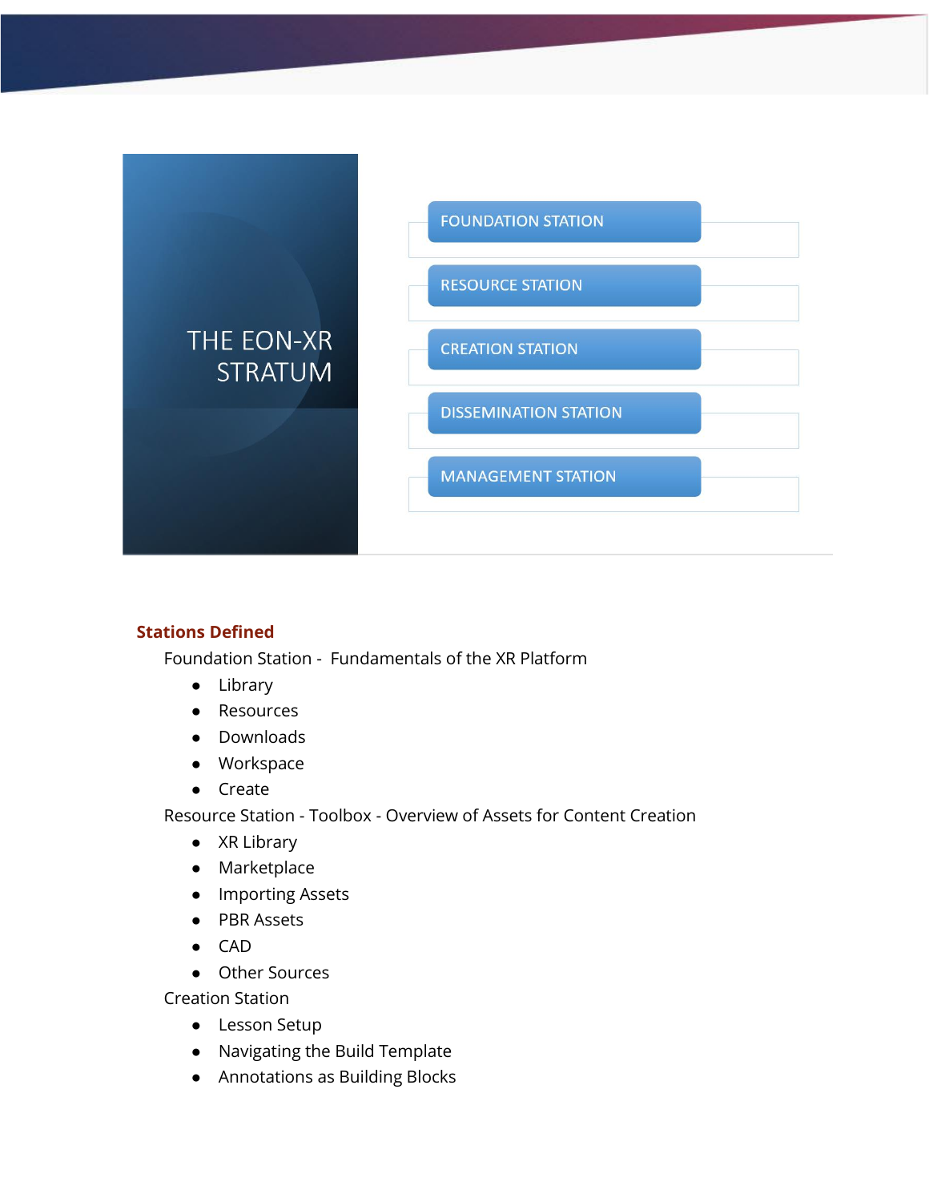# THE EON-XR STRATUM

- FOUNDATION STATION
- RESOURCE STATION
- CREATION STATION
- DISSEMINATION STATION
- MANAGEMENT STATION

## Stations Defined

Foundation Station - Fundamentals of the XR Platform

- Library
- Resources
- Downloads
- Workspace
- Create

Resource Station - Toolbox - Overview of Assets for Content Creation

- XR Library
- Marketplace
- Importing Assets
- PBR Assets
- CAD
- Other Sources

Creation Station

- Lesson Setup
- Navigating the Build Template
- Annotations as Building Blocks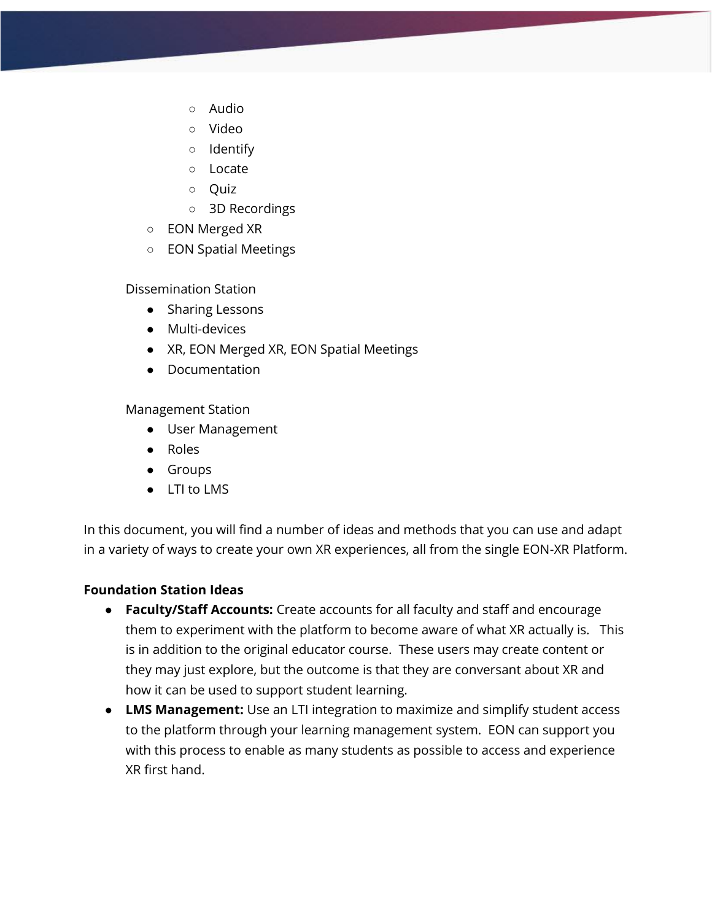- Audio
        - Video
        - Identify
        - Locate
        - Quiz
        - 3D Recordings
    - EON Merged XR
    - EON Spatial Meetings

Dissemination Station

- Sharing Lessons
- Multi-devices
- XR, EON Merged XR, EON Spatial Meetings
- Documentation

Management Station

- User Management
- Roles
- Groups
- LTI to LMS

In this document, you will find a number of ideas and methods that you can use and adapt in a variety of ways to create your own XR experiences, all from the single EON-XR Platform.

**Foundation Station Ideas**

- **Faculty/Staff Accounts:** Create accounts for all faculty and staff and encourage them to experiment with the platform to become aware of what XR actually is. This is in addition to the original educator course. These users may create content or they may just explore, but the outcome is that they are conversant about XR and how it can be used to support student learning.
- **LMS Management:** Use an LTI integration to maximize and simplify student access to the platform through your learning management system. EON can support you with this process to enable as many students as possible to access and experience XR first hand.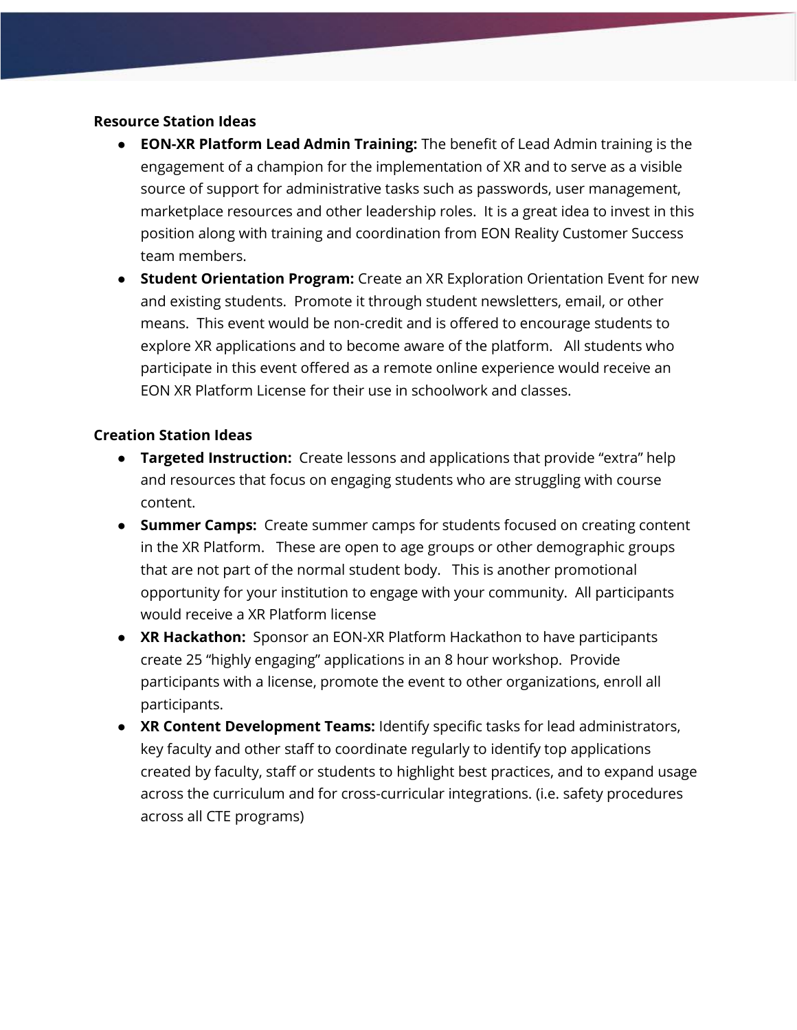**Resource Station Ideas**

- **EON-XR Platform Lead Admin Training:** The benefit of Lead Admin training is the engagement of a champion for the implementation of XR and to serve as a visible source of support for administrative tasks such as passwords, user management, marketplace resources and other leadership roles.  It is a great idea to invest in this position along with training and coordination from EON Reality Customer Success team members.
- **Student Orientation Program:** Create an XR Exploration Orientation Event for new and existing students.  Promote it through student newsletters, email, or other means.  This event would be non-credit and is offered to encourage students to explore XR applications and to become aware of the platform.   All students who participate in this event offered as a remote online experience would receive an EON XR Platform License for their use in schoolwork and classes.

**Creation Station Ideas**

- **Targeted Instruction:**  Create lessons and applications that provide "extra" help and resources that focus on engaging students who are struggling with course content.
- **Summer Camps:**  Create summer camps for students focused on creating content in the XR Platform.   These are open to age groups or other demographic groups that are not part of the normal student body.   This is another promotional opportunity for your institution to engage with your community.  All participants would receive a XR Platform license
- **XR Hackathon:**  Sponsor an EON-XR Platform Hackathon to have participants create 25 "highly engaging" applications in an 8 hour workshop.  Provide participants with a license, promote the event to other organizations, enroll all participants.
- **XR Content Development Teams:** Identify specific tasks for lead administrators, key faculty and other staff to coordinate regularly to identify top applications created by faculty, staff or students to highlight best practices, and to expand usage across the curriculum and for cross-curricular integrations. (i.e. safety procedures across all CTE programs)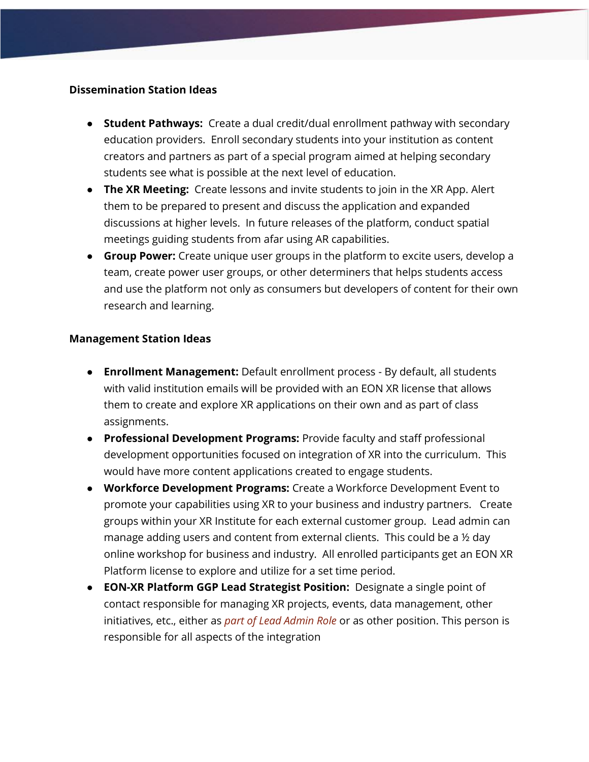**Dissemination Station Ideas**

- **Student Pathways:** Create a dual credit/dual enrollment pathway with secondary education providers. Enroll secondary students into your institution as content creators and partners as part of a special program aimed at helping secondary students see what is possible at the next level of education.
- **The XR Meeting:** Create lessons and invite students to join in the XR App. Alert them to be prepared to present and discuss the application and expanded discussions at higher levels. In future releases of the platform, conduct spatial meetings guiding students from afar using AR capabilities.
- **Group Power:** Create unique user groups in the platform to excite users, develop a team, create power user groups, or other determiners that helps students access and use the platform not only as consumers but developers of content for their own research and learning.

**Management Station Ideas**

- **Enrollment Management:** Default enrollment process - By default, all students with valid institution emails will be provided with an EON XR license that allows them to create and explore XR applications on their own and as part of class assignments.
- **Professional Development Programs:** Provide faculty and staff professional development opportunities focused on integration of XR into the curriculum. This would have more content applications created to engage students.
- **Workforce Development Programs:** Create a Workforce Development Event to promote your capabilities using XR to your business and industry partners. Create groups within your XR Institute for each external customer group. Lead admin can manage adding users and content from external clients. This could be a ½ day online workshop for business and industry. All enrolled participants get an EON XR Platform license to explore and utilize for a set time period.
- **EON-XR Platform GGP Lead Strategist Position:** Designate a single point of contact responsible for managing XR projects, events, data management, other initiatives, etc., either as *part of Lead Admin Role* or as other position. This person is responsible for all aspects of the integration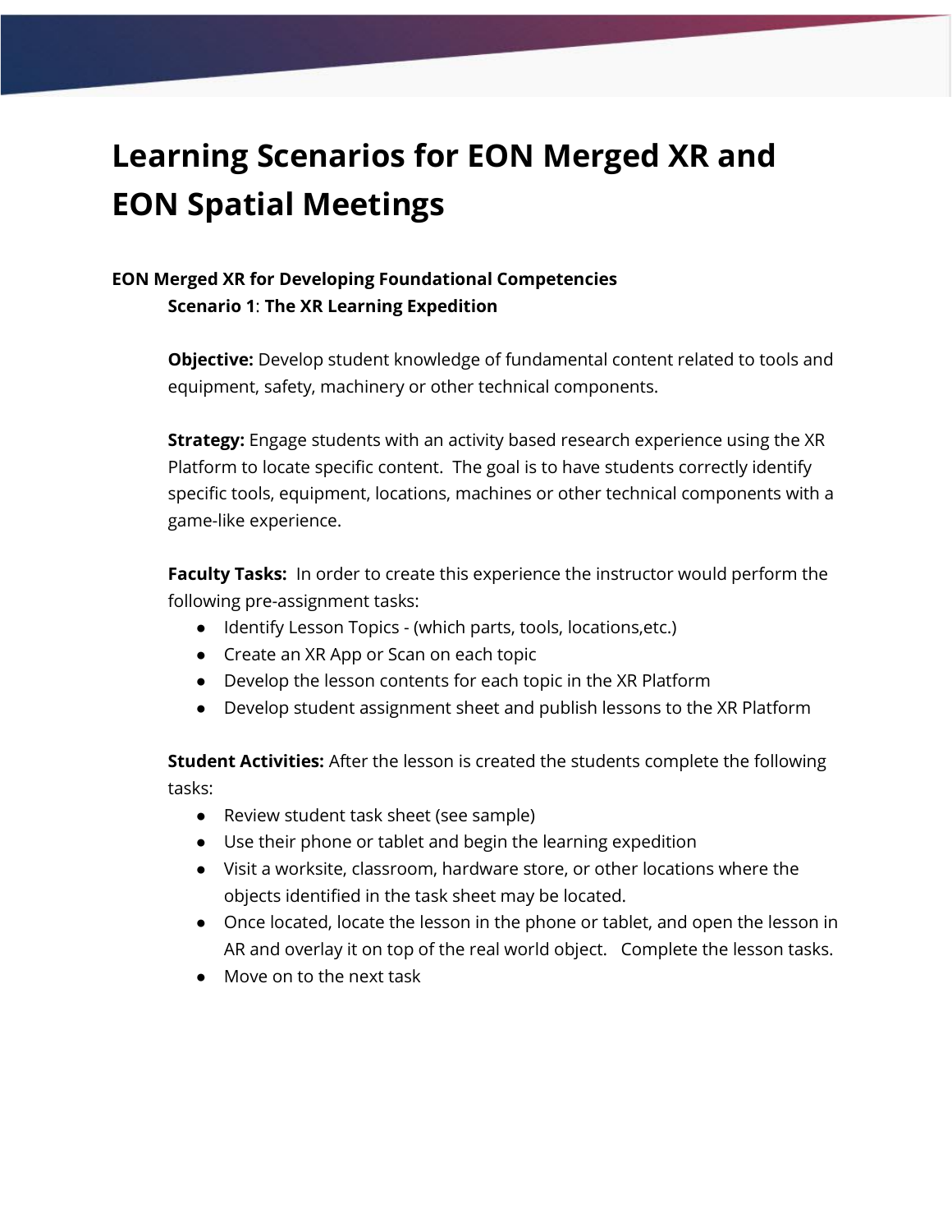# Learning Scenarios for EON Merged XR and EON Spatial Meetings

**EON Merged XR for Developing Foundational Competencies**

**Scenario 1**: **The XR Learning Expedition**

**Objective:** Develop student knowledge of fundamental content related to tools and equipment, safety, machinery or other technical components.

**Strategy:** Engage students with an activity based research experience using the XR Platform to locate specific content. The goal is to have students correctly identify specific tools, equipment, locations, machines or other technical components with a game-like experience.

**Faculty Tasks:** In order to create this experience the instructor would perform the following pre-assignment tasks:

- Identify Lesson Topics - (which parts, tools, locations,etc.)
- Create an XR App or Scan on each topic
- Develop the lesson contents for each topic in the XR Platform
- Develop student assignment sheet and publish lessons to the XR Platform

**Student Activities:** After the lesson is created the students complete the following tasks:

- Review student task sheet (see sample)
- Use their phone or tablet and begin the learning expedition
- Visit a worksite, classroom, hardware store, or other locations where the objects identified in the task sheet may be located.
- Once located, locate the lesson in the phone or tablet, and open the lesson in AR and overlay it on top of the real world object. Complete the lesson tasks.
- Move on to the next task